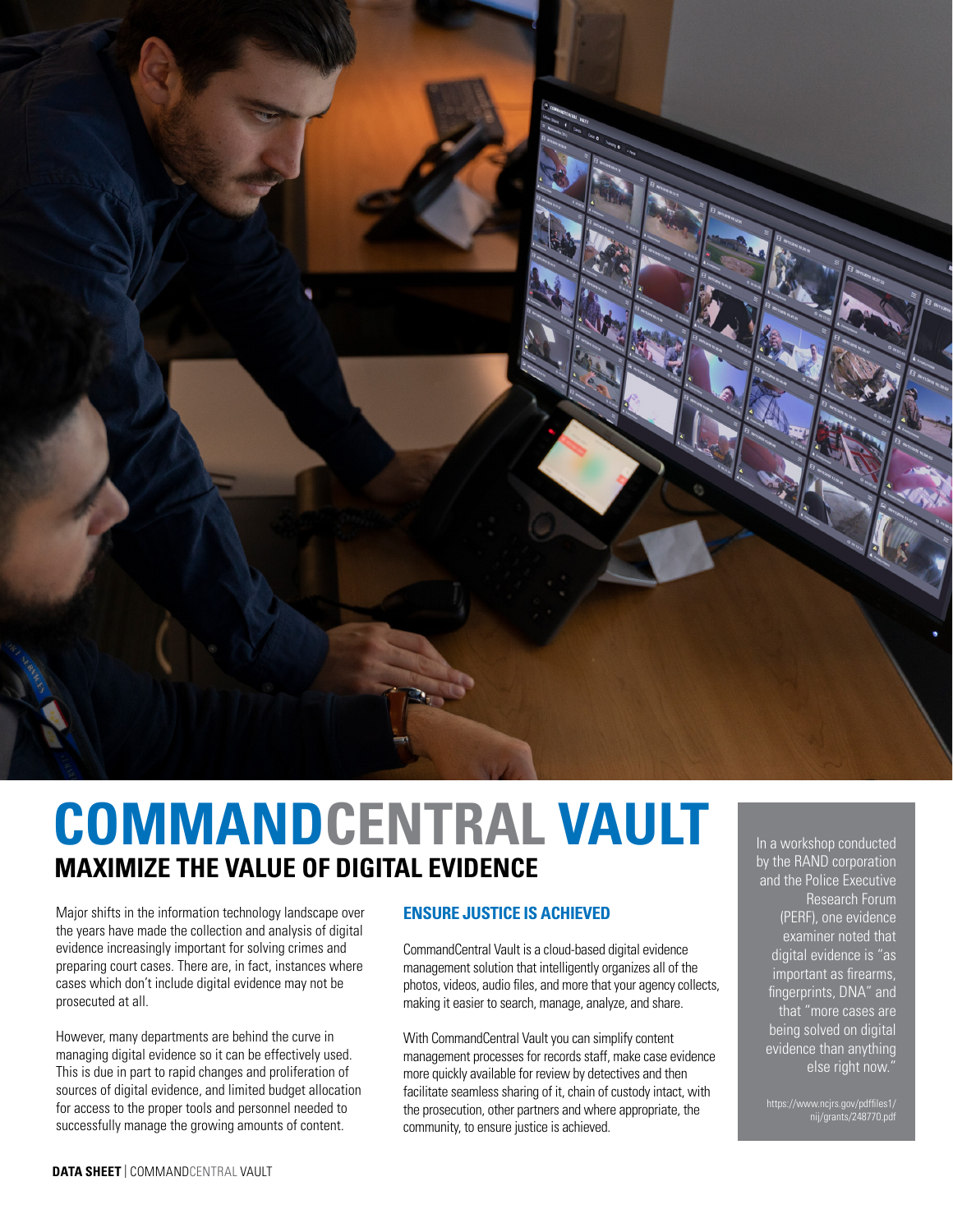# COMMANDCENTRAL VAULT

## MAXIMIZE THE VALUE OF DIGITAL EVIDENCE

Major shifts in the information technology landscape over the years have made the collection and analysis of digital evidence increasingly important for solving crimes and preparing court cases. There are, in fact, instances where cases which don't include digital evidence may not be prosecuted at all.

However, many departments are behind the curve in managing digital evidence so it can be effectively used. This is due in part to rapid changes and proliferation of sources of digital evidence, and limited budget allocation for access to the proper tools and personnel needed to successfully manage the growing amounts of content.

### ENSURE JUSTICE IS ACHIEVED

CommandCentral Vault is a cloud-based digital evidence management solution that intelligently organizes all of the photos, videos, audio files, and more that your agency collects, making it easier to search, manage, analyze, and share.

With CommandCentral Vault you can simplify content management processes for records staff, make case evidence more quickly available for review by detectives and then facilitate seamless sharing of it, chain of custody intact, with the prosecution, other partners and where appropriate, the community, to ensure justice is achieved.

In a workshop conducted by the RAND corporation and the Police Executive Research Forum (PERF), one evidence examiner noted that digital evidence is "as important as firearms, fingerprints, DNA" and that "more cases are being solved on digital evidence than anything else right now."

https://www.ncjrs.gov/pdffiles1/nij/grants/248770.pdf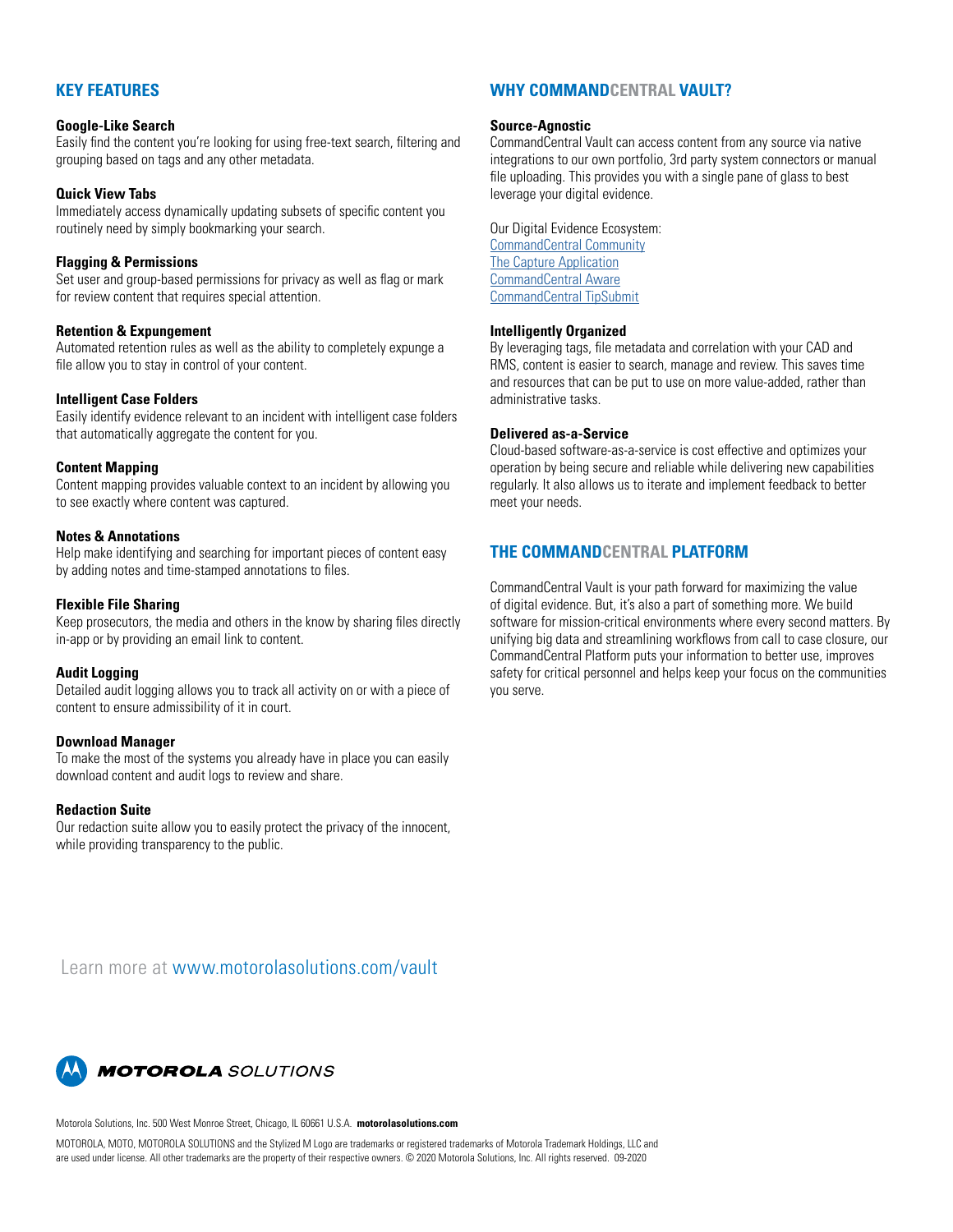## KEY FEATURES

**Google-Like Search**
Easily find the content you're looking for using free-text search, filtering and grouping based on tags and any other metadata.

**Quick View Tabs**
Immediately access dynamically updating subsets of specific content you routinely need by simply bookmarking your search.

**Flagging & Permissions**
Set user and group-based permissions for privacy as well as flag or mark for review content that requires special attention.

**Retention & Expungement**
Automated retention rules as well as the ability to completely expunge a file allow you to stay in control of your content.

**Intelligent Case Folders**
Easily identify evidence relevant to an incident with intelligent case folders that automatically aggregate the content for you.

**Content Mapping**
Content mapping provides valuable context to an incident by allowing you to see exactly where content was captured.

**Notes & Annotations**
Help make identifying and searching for important pieces of content easy by adding notes and time-stamped annotations to files.

**Flexible File Sharing**
Keep prosecutors, the media and others in the know by sharing files directly in-app or by providing an email link to content.

**Audit Logging**
Detailed audit logging allows you to track all activity on or with a piece of content to ensure admissibility of it in court.

**Download Manager**
To make the most of the systems you already have in place you can easily download content and audit logs to review and share.

**Redaction Suite**
Our redaction suite allow you to easily protect the privacy of the innocent, while providing transparency to the public.

## WHY COMMANDCENTRAL VAULT?

**Source-Agnostic**
CommandCentral Vault can access content from any source via native integrations to our own portfolio, 3rd party system connectors or manual file uploading. This provides you with a single pane of glass to best leverage your digital evidence.

Our Digital Evidence Ecosystem:
CommandCentral Community
The Capture Application
CommandCentral Aware
CommandCentral TipSubmit

**Intelligently Organized**
By leveraging tags, file metadata and correlation with your CAD and RMS, content is easier to search, manage and review. This saves time and resources that can be put to use on more value-added, rather than administrative tasks.

**Delivered as-a-Service**
Cloud-based software-as-a-service is cost effective and optimizes your operation by being secure and reliable while delivering new capabilities regularly. It also allows us to iterate and implement feedback to better meet your needs.

## THE COMMANDCENTRAL PLATFORM

CommandCentral Vault is your path forward for maximizing the value of digital evidence. But, it's also a part of something more. We build software for mission-critical environments where every second matters. By unifying big data and streamlining workflows from call to case closure, our CommandCentral Platform puts your information to better use, improves safety for critical personnel and helps keep your focus on the communities you serve.

Learn more at www.motorolasolutions.com/vault

MOTOROLA SOLUTIONS

Motorola Solutions, Inc. 500 West Monroe Street, Chicago, IL 60661 U.S.A. **motorolasolutions.com**

MOTOROLA, MOTO, MOTOROLA SOLUTIONS and the Stylized M Logo are trademarks or registered trademarks of Motorola Trademark Holdings, LLC and are used under license. All other trademarks are the property of their respective owners. © 2020 Motorola Solutions, Inc. All rights reserved. 09-2020